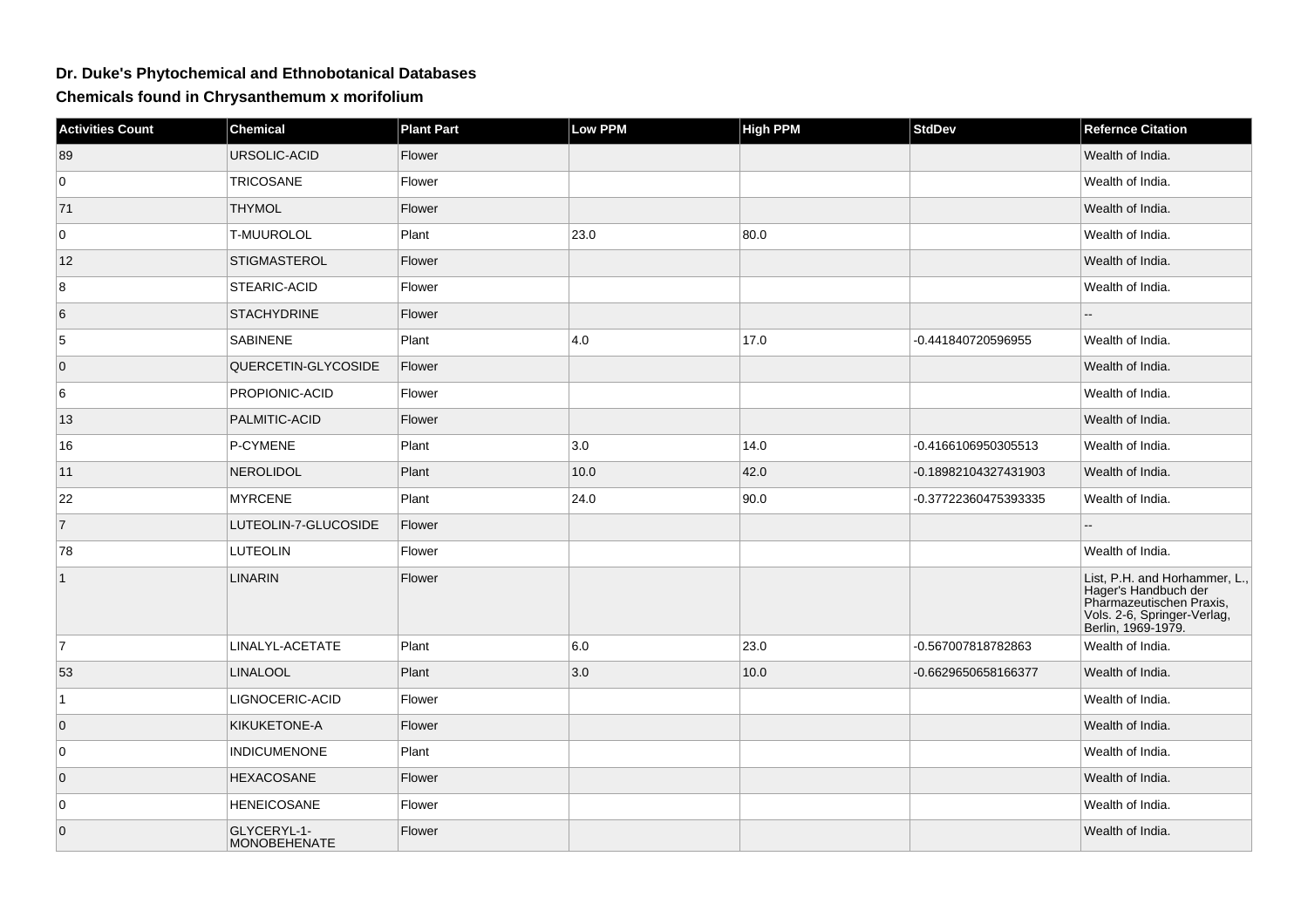# Dr. Duke's Phytochemical and Ethnobotanical Databases

## Chemicals found in Chrysanthemum x morifolium

| Activities Count | Chemical | Plant Part | Low PPM | High PPM | StdDev | Refernce Citation |
|---|---|---|---|---|---|---|
| 89 | URSOLIC-ACID | Flower | | | | Wealth of India. |
| 0 | TRICOSANE | Flower | | | | Wealth of India. |
| 71 | THYMOL | Flower | | | | Wealth of India. |
| 0 | T-MUUROLOL | Plant | 23.0 | 80.0 | | Wealth of India. |
| 12 | STIGMASTEROL | Flower | | | | Wealth of India. |
| 8 | STEARIC-ACID | Flower | | | | Wealth of India. |
| 6 | STACHYDRINE | Flower | | | | -- |
| 5 | SABINENE | Plant | 4.0 | 17.0 | -0.441840720596955 | Wealth of India. |
| 0 | QUERCETIN-GLYCOSIDE | Flower | | | | Wealth of India. |
| 6 | PROPIONIC-ACID | Flower | | | | Wealth of India. |
| 13 | PALMITIC-ACID | Flower | | | | Wealth of India. |
| 16 | P-CYMENE | Plant | 3.0 | 14.0 | -0.4166106950305513 | Wealth of India. |
| 11 | NEROLIDOL | Plant | 10.0 | 42.0 | -0.18982104327431903 | Wealth of India. |
| 22 | MYRCENE | Plant | 24.0 | 90.0 | -0.37722360475393335 | Wealth of India. |
| 7 | LUTEOLIN-7-GLUCOSIDE | Flower | | | | -- |
| 78 | LUTEOLIN | Flower | | | | Wealth of India. |
| 1 | LINARIN | Flower | | | | List, P.H. and Horhammer, L., Hager's Handbuch der Pharmazeutischen Praxis, Vols. 2-6, Springer-Verlag, Berlin, 1969-1979. |
| 7 | LINALYL-ACETATE | Plant | 6.0 | 23.0 | -0.567007818782863 | Wealth of India. |
| 53 | LINALOOL | Plant | 3.0 | 10.0 | -0.6629650658166377 | Wealth of India. |
| 1 | LIGNOCERIC-ACID | Flower | | | | Wealth of India. |
| 0 | KIKUKETONE-A | Flower | | | | Wealth of India. |
| 0 | INDICUMENONE | Plant | | | | Wealth of India. |
| 0 | HEXACOSANE | Flower | | | | Wealth of India. |
| 0 | HENEICOSANE | Flower | | | | Wealth of India. |
| 0 | GLYCERYL-1-MONOBEHENATE | Flower | | | | Wealth of India. |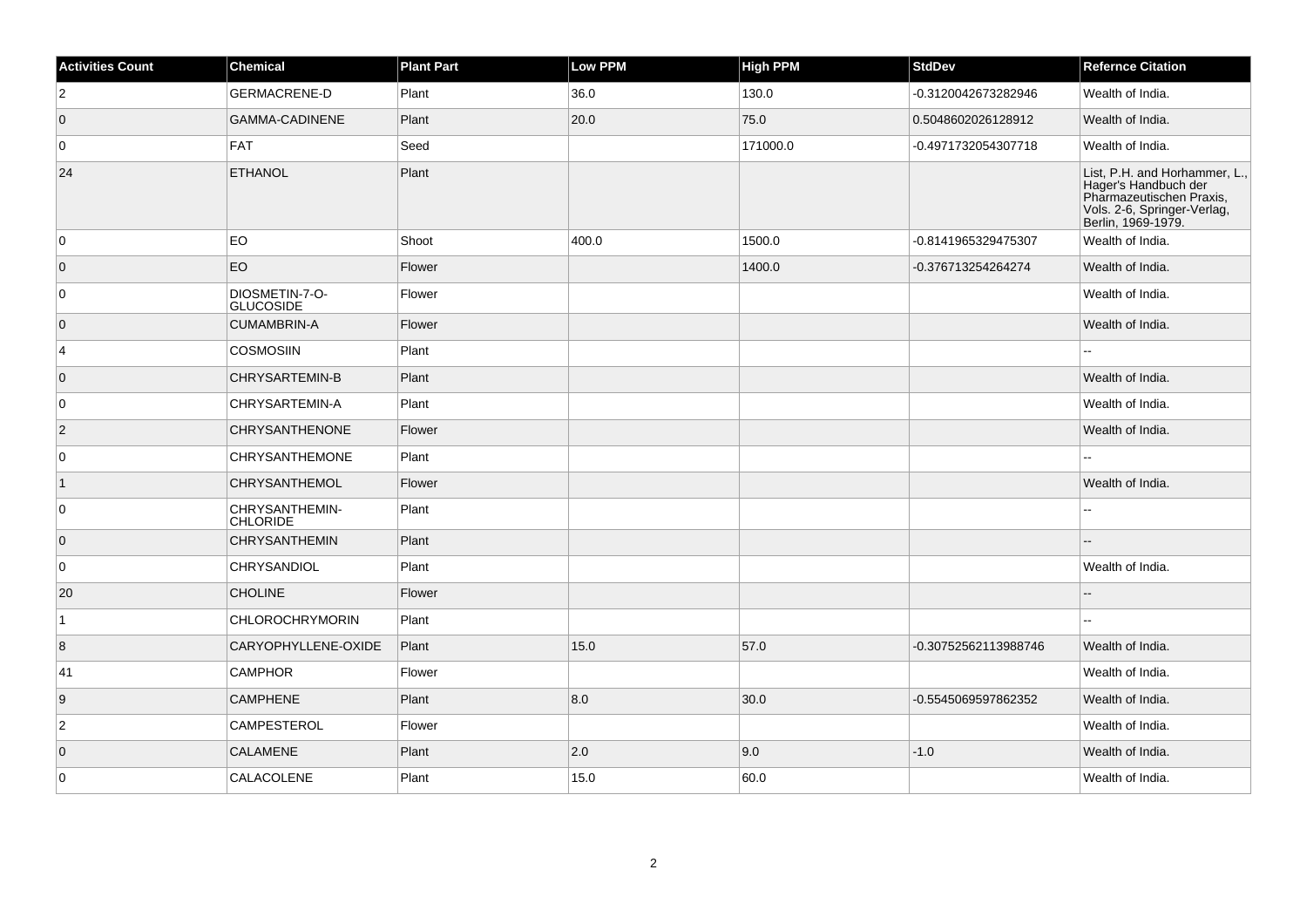| Activities Count | Chemical | Plant Part | Low PPM | High PPM | StdDev | Refernce Citation |
| --- | --- | --- | --- | --- | --- | --- |
| 2 | GERMACRENE-D | Plant | 36.0 | 130.0 | -0.3120042673282946 | Wealth of India. |
| 0 | GAMMA-CADINENE | Plant | 20.0 | 75.0 | 0.5048602026128912 | Wealth of India. |
| 0 | FAT | Seed | | 171000.0 | -0.4971732054307718 | Wealth of India. |
| 24 | ETHANOL | Plant | | | | List, P.H. and Horhammer, L., Hager's Handbuch der Pharmazeutischen Praxis, Vols. 2-6, Springer-Verlag, Berlin, 1969-1979. |
| 0 | EO | Shoot | 400.0 | 1500.0 | -0.8141965329475307 | Wealth of India. |
| 0 | EO | Flower | | 1400.0 | -0.376713254264274 | Wealth of India. |
| 0 | DIOSMETIN-7-O-GLUCOSIDE | Flower | | | | Wealth of India. |
| 0 | CUMAMBRIN-A | Flower | | | | Wealth of India. |
| 4 | COSMOSIIN | Plant | | | | -- |
| 0 | CHRYSARTEMIN-B | Plant | | | | Wealth of India. |
| 0 | CHRYSARTEMIN-A | Plant | | | | Wealth of India. |
| 2 | CHRYSANTHENONE | Flower | | | | Wealth of India. |
| 0 | CHRYSANTHEMONE | Plant | | | | -- |
| 1 | CHRYSANTHEMOL | Flower | | | | Wealth of India. |
| 0 | CHRYSANTHEMIN-CHLORIDE | Plant | | | | -- |
| 0 | CHRYSANTHEMIN | Plant | | | | -- |
| 0 | CHRYSANDIOL | Plant | | | | Wealth of India. |
| 20 | CHOLINE | Flower | | | | -- |
| 1 | CHLOROCHRYMORIN | Plant | | | | -- |
| 8 | CARYOPHYLLENE-OXIDE | Plant | 15.0 | 57.0 | -0.30752562113988746 | Wealth of India. |
| 41 | CAMPHOR | Flower | | | | Wealth of India. |
| 9 | CAMPHENE | Plant | 8.0 | 30.0 | -0.5545069597862352 | Wealth of India. |
| 2 | CAMPESTEROL | Flower | | | | Wealth of India. |
| 0 | CALAMENE | Plant | 2.0 | 9.0 | -1.0 | Wealth of India. |
| 0 | CALACOLENE | Plant | 15.0 | 60.0 | | Wealth of India. |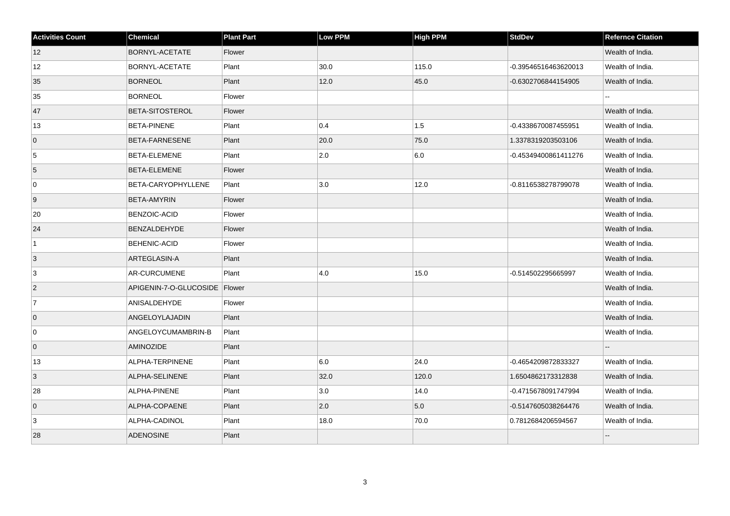| Activities Count | Chemical | Plant Part | Low PPM | High PPM | StdDev | Refernce Citation |
|---|---|---|---|---|---|---|
| 12 | BORNYL-ACETATE | Flower | | | | Wealth of India. |
| 12 | BORNYL-ACETATE | Plant | 30.0 | 115.0 | -0.39546516463620013 | Wealth of India. |
| 35 | BORNEOL | Plant | 12.0 | 45.0 | -0.6302706844154905 | Wealth of India. |
| 35 | BORNEOL | Flower | | | | -- |
| 47 | BETA-SITOSTEROL | Flower | | | | Wealth of India. |
| 13 | BETA-PINENE | Plant | 0.4 | 1.5 | -0.4338670087455951 | Wealth of India. |
| 0 | BETA-FARNESENE | Plant | 20.0 | 75.0 | 1.3378319203503106 | Wealth of India. |
| 5 | BETA-ELEMENE | Plant | 2.0 | 6.0 | -0.45349400861411276 | Wealth of India. |
| 5 | BETA-ELEMENE | Flower | | | | Wealth of India. |
| 0 | BETA-CARYOPHYLLENE | Plant | 3.0 | 12.0 | -0.8116538278799078 | Wealth of India. |
| 9 | BETA-AMYRIN | Flower | | | | Wealth of India. |
| 20 | BENZOIC-ACID | Flower | | | | Wealth of India. |
| 24 | BENZALDEHYDE | Flower | | | | Wealth of India. |
| 1 | BEHENIC-ACID | Flower | | | | Wealth of India. |
| 3 | ARTEGLASIN-A | Plant | | | | Wealth of India. |
| 3 | AR-CURCUMENE | Plant | 4.0 | 15.0 | -0.514502295665997 | Wealth of India. |
| 2 | APIGENIN-7-O-GLUCOSIDE | Flower | | | | Wealth of India. |
| 7 | ANISALDEHYDE | Flower | | | | Wealth of India. |
| 0 | ANGELOYLAJADIN | Plant | | | | Wealth of India. |
| 0 | ANGELOYCUMAMBRIN-B | Plant | | | | Wealth of India. |
| 0 | AMINOZIDE | Plant | | | | -- |
| 13 | ALPHA-TERPINENE | Plant | 6.0 | 24.0 | -0.4654209872833327 | Wealth of India. |
| 3 | ALPHA-SELINENE | Plant | 32.0 | 120.0 | 1.6504862173312838 | Wealth of India. |
| 28 | ALPHA-PINENE | Plant | 3.0 | 14.0 | -0.4715678091747994 | Wealth of India. |
| 0 | ALPHA-COPAENE | Plant | 2.0 | 5.0 | -0.5147605038264476 | Wealth of India. |
| 3 | ALPHA-CADINOL | Plant | 18.0 | 70.0 | 0.7812684206594567 | Wealth of India. |
| 28 | ADENOSINE | Plant | | | | -- |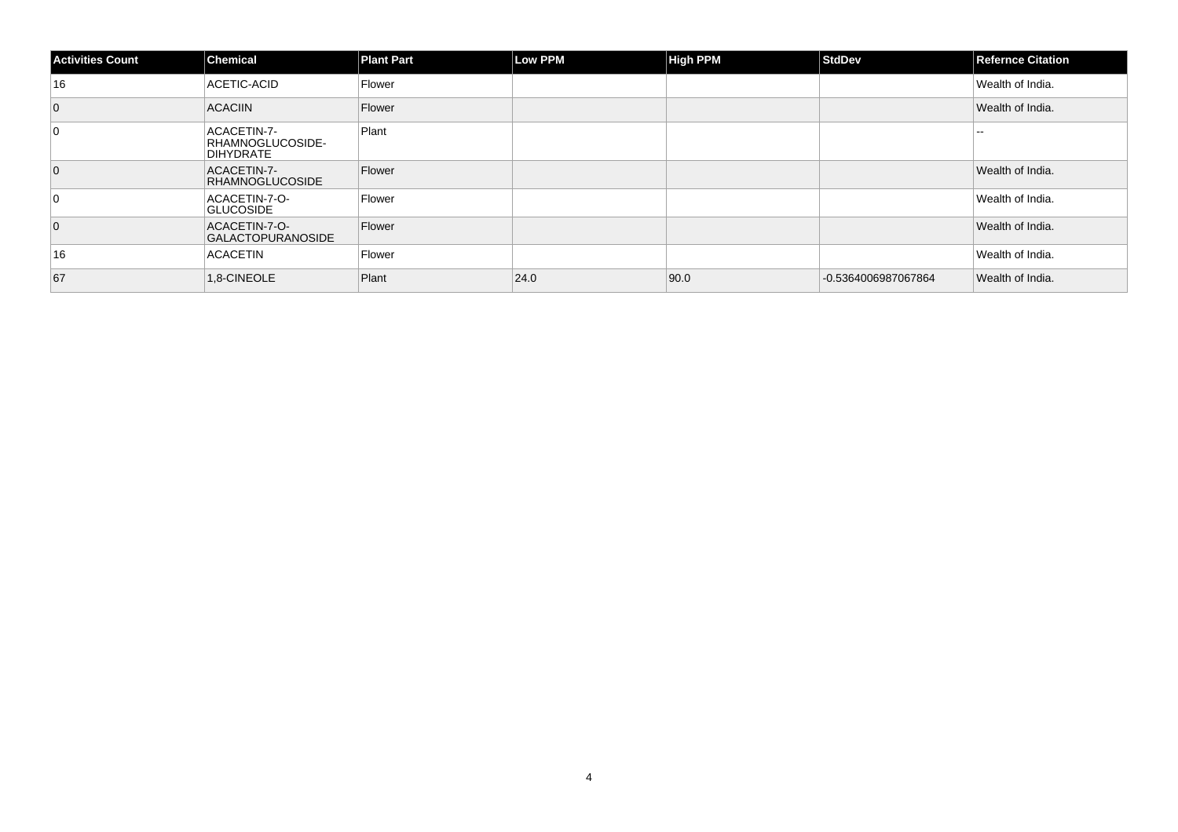| Activities Count | Chemical | Plant Part | Low PPM | High PPM | StdDev | Refernce Citation |
| --- | --- | --- | --- | --- | --- | --- |
| 16 | ACETIC-ACID | Flower | | | | Wealth of India. |
| 0 | ACACIIN | Flower | | | | Wealth of India. |
| 0 | ACACETIN-7-RHAMNOGLUCOSIDE-DIHYDRATE | Plant | | | | -- |
| 0 | ACACETIN-7-RHAMNOGLUCOSIDE | Flower | | | | Wealth of India. |
| 0 | ACACETIN-7-O-GLUCOSIDE | Flower | | | | Wealth of India. |
| 0 | ACACETIN-7-O-GALACTOPURANOSIDE | Flower | | | | Wealth of India. |
| 16 | ACACETIN | Flower | | | | Wealth of India. |
| 67 | 1,8-CINEOLE | Plant | 24.0 | 90.0 | -0.5364006987067864 | Wealth of India. |